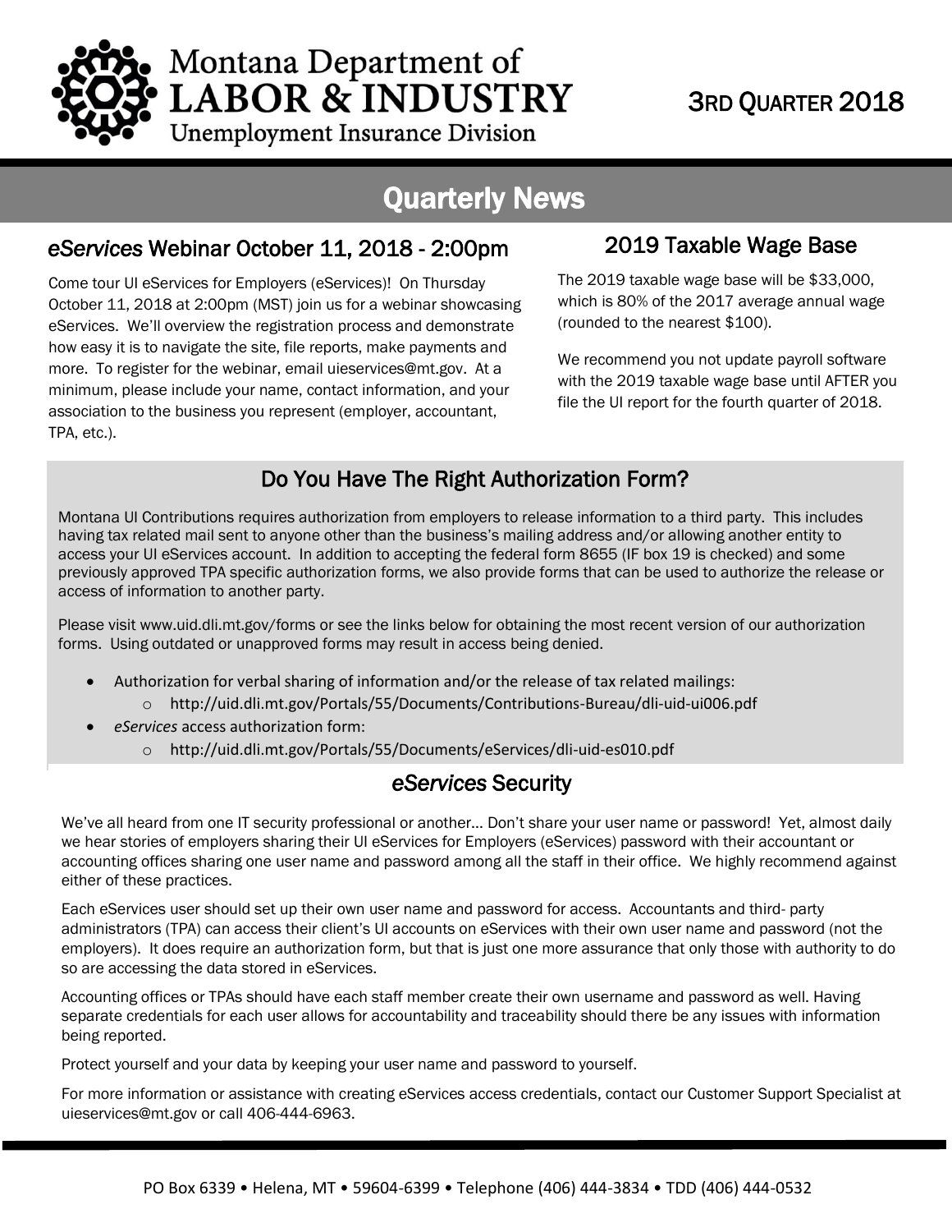# Montana Department of LABOR & INDUSTRY

Unemployment Insurance Division

3RD QUARTER 2018

## Quarterly News

### *eServices* Webinar October 11, 2018 - 2:00pm

Come tour UI eServices for Employers (eServices)! On Thursday October 11, 2018 at 2:00pm (MST) join us for a webinar showcasing eServices. We'll overview the registration process and demonstrate how easy it is to navigate the site, file reports, make payments and more. To register for the webinar, email uieservices@mt.gov. At a minimum, please include your name, contact information, and your association to the business you represent (employer, accountant, TPA, etc.).

### 2019 Taxable Wage Base

The 2019 taxable wage base will be $33,000, which is 80% of the 2017 average annual wage (rounded to the nearest $100).

We recommend you not update payroll software with the 2019 taxable wage base until AFTER you file the UI report for the fourth quarter of 2018.

### Do You Have The Right Authorization Form?

Montana UI Contributions requires authorization from employers to release information to a third party. This includes having tax related mail sent to anyone other than the business's mailing address and/or allowing another entity to access your UI eServices account. In addition to accepting the federal form 8655 (IF box 19 is checked) and some previously approved TPA specific authorization forms, we also provide forms that can be used to authorize the release or access of information to another party.

Please visit www.uid.dli.mt.gov/forms or see the links below for obtaining the most recent version of our authorization forms. Using outdated or unapproved forms may result in access being denied.

- Authorization for verbal sharing of information and/or the release of tax related mailings:
  - http://uid.dli.mt.gov/Portals/55/Documents/Contributions-Bureau/dli-uid-ui006.pdf
- *eServices* access authorization form:
  - http://uid.dli.mt.gov/Portals/55/Documents/eServices/dli-uid-es010.pdf

### *eServices* Security

We've all heard from one IT security professional or another… Don't share your user name or password! Yet, almost daily we hear stories of employers sharing their UI eServices for Employers (eServices) password with their accountant or accounting offices sharing one user name and password among all the staff in their office. We highly recommend against either of these practices.

Each eServices user should set up their own user name and password for access. Accountants and third- party administrators (TPA) can access their client's UI accounts on eServices with their own user name and password (not the employers). It does require an authorization form, but that is just one more assurance that only those with authority to do so are accessing the data stored in eServices.

Accounting offices or TPAs should have each staff member create their own username and password as well. Having separate credentials for each user allows for accountability and traceability should there be any issues with information being reported.

Protect yourself and your data by keeping your user name and password to yourself.

For more information or assistance with creating eServices access credentials, contact our Customer Support Specialist at uieservices@mt.gov or call 406-444-6963.

PO Box 6339 • Helena, MT • 59604-6399 • Telephone (406) 444-3834 • TDD (406) 444-0532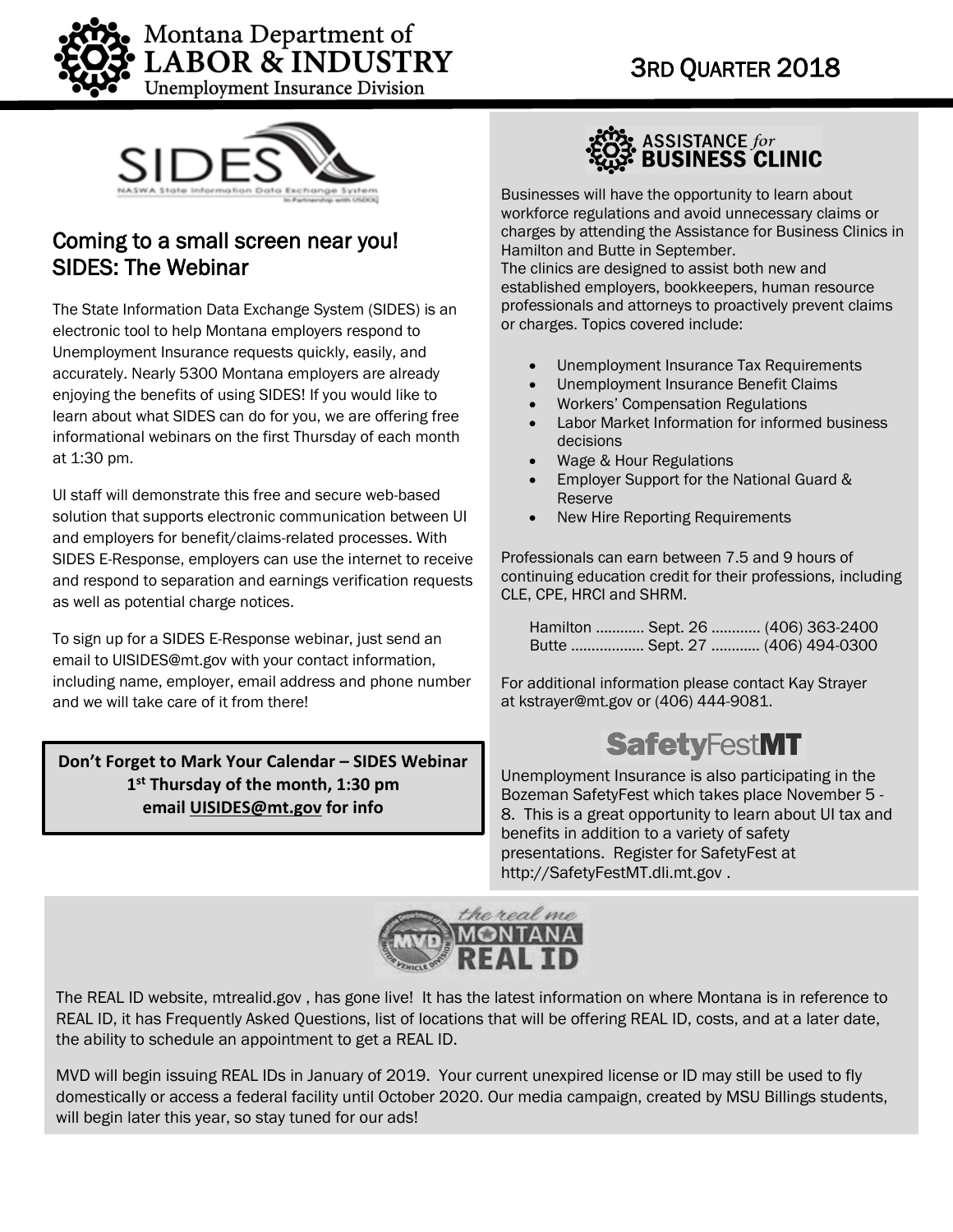# Montana Department of LABOR & INDUSTRY

Unemployment Insurance Division

3RD QUARTER 2018

SIDES

NASWA State Information Data Exchange System

## Coming to a small screen near you! SIDES: The Webinar

The State Information Data Exchange System (SIDES) is an electronic tool to help Montana employers respond to Unemployment Insurance requests quickly, easily, and accurately. Nearly 5300 Montana employers are already enjoying the benefits of using SIDES! If you would like to learn about what SIDES can do for you, we are offering free informational webinars on the first Thursday of each month at 1:30 pm.

UI staff will demonstrate this free and secure web-based solution that supports electronic communication between UI and employers for benefit/claims-related processes. With SIDES E-Response, employers can use the internet to receive and respond to separation and earnings verification requests as well as potential charge notices.

To sign up for a SIDES E-Response webinar, just send an email to UISIDES@mt.gov with your contact information, including name, employer, email address and phone number and we will take care of it from there!

**Don't Forget to Mark Your Calendar – SIDES Webinar**
**1st Thursday of the month, 1:30 pm**
**email UISIDES@mt.gov for info**

## ASSISTANCE *for* BUSINESS CLINIC

Businesses will have the opportunity to learn about workforce regulations and avoid unnecessary claims or charges by attending the Assistance for Business Clinics in Hamilton and Butte in September.
The clinics are designed to assist both new and established employers, bookkeepers, human resource professionals and attorneys to proactively prevent claims or charges. Topics covered include:

- Unemployment Insurance Tax Requirements
- Unemployment Insurance Benefit Claims
- Workers' Compensation Regulations
- Labor Market Information for informed business decisions
- Wage & Hour Regulations
- Employer Support for the National Guard & Reserve
- New Hire Reporting Requirements

Professionals can earn between 7.5 and 9 hours of continuing education credit for their professions, including CLE, CPE, HRCI and SHRM.

Hamilton ............ Sept. 26 ............ (406) 363-2400
Butte .................. Sept. 27 ............ (406) 494-0300

For additional information please contact Kay Strayer at kstrayer@mt.gov or (406) 444-9081.

## SafetyFestMT

Unemployment Insurance is also participating in the Bozeman SafetyFest which takes place November 5 - 8. This is a great opportunity to learn about UI tax and benefits in addition to a variety of safety presentations. Register for SafetyFest at http://SafetyFestMT.dli.mt.gov .

## the real me MONTANA REAL ID

The REAL ID website, mtrealid.gov , has gone live! It has the latest information on where Montana is in reference to REAL ID, it has Frequently Asked Questions, list of locations that will be offering REAL ID, costs, and at a later date, the ability to schedule an appointment to get a REAL ID.

MVD will begin issuing REAL IDs in January of 2019. Your current unexpired license or ID may still be used to fly domestically or access a federal facility until October 2020. Our media campaign, created by MSU Billings students, will begin later this year, so stay tuned for our ads!